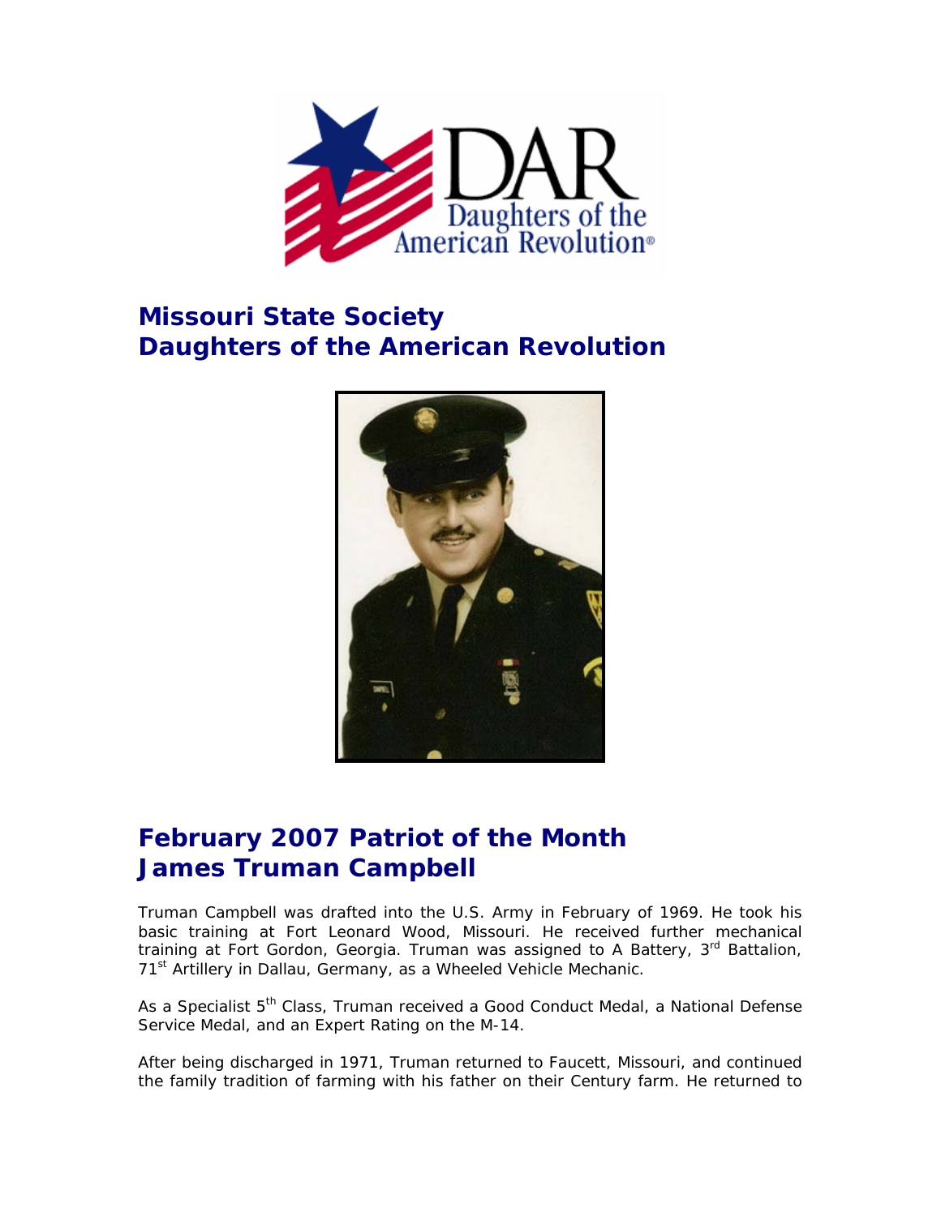# Missouri State Society
# Daughters of the American Revolution

## February 2007 Patriot of the Month
## James Truman Campbell

Truman Campbell was drafted into the U.S. Army in February of 1969. He took his basic training at Fort Leonard Wood, Missouri. He received further mechanical training at Fort Gordon, Georgia. Truman was assigned to A Battery, 3rd Battalion, 71st Artillery in Dallau, Germany, as a Wheeled Vehicle Mechanic.

As a Specialist 5th Class, Truman received a Good Conduct Medal, a National Defense Service Medal, and an Expert Rating on the M-14.

After being discharged in 1971, Truman returned to Faucett, Missouri, and continued the family tradition of farming with his father on their Century farm. He returned to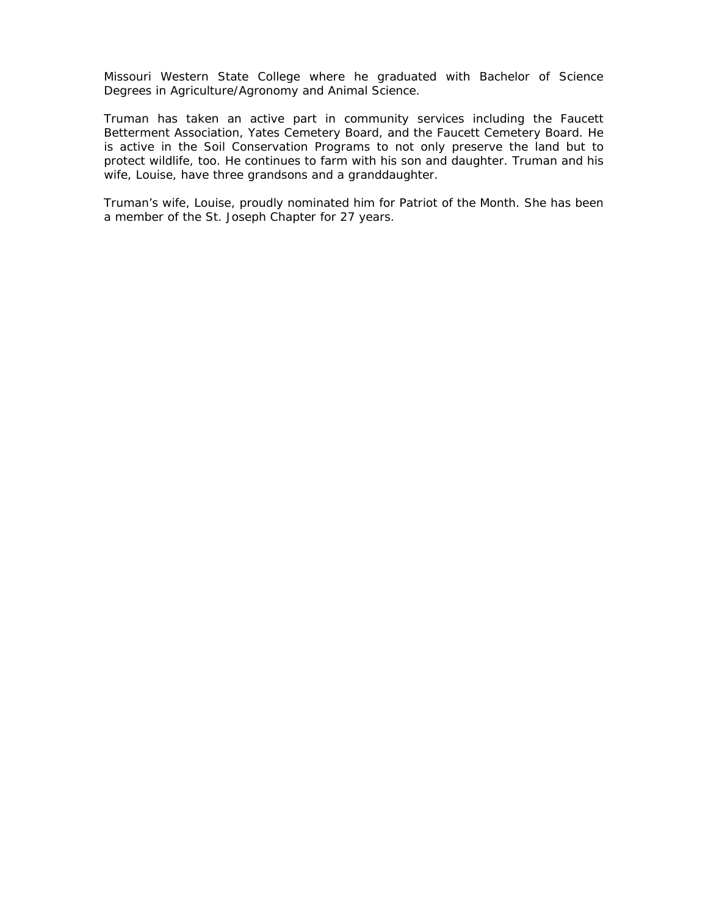Missouri Western State College where he graduated with Bachelor of Science Degrees in Agriculture/Agronomy and Animal Science.

Truman has taken an active part in community services including the Faucett Betterment Association, Yates Cemetery Board, and the Faucett Cemetery Board. He is active in the Soil Conservation Programs to not only preserve the land but to protect wildlife, too. He continues to farm with his son and daughter. Truman and his wife, Louise, have three grandsons and a granddaughter.

Truman's wife, Louise, proudly nominated him for Patriot of the Month. She has been a member of the St. Joseph Chapter for 27 years.